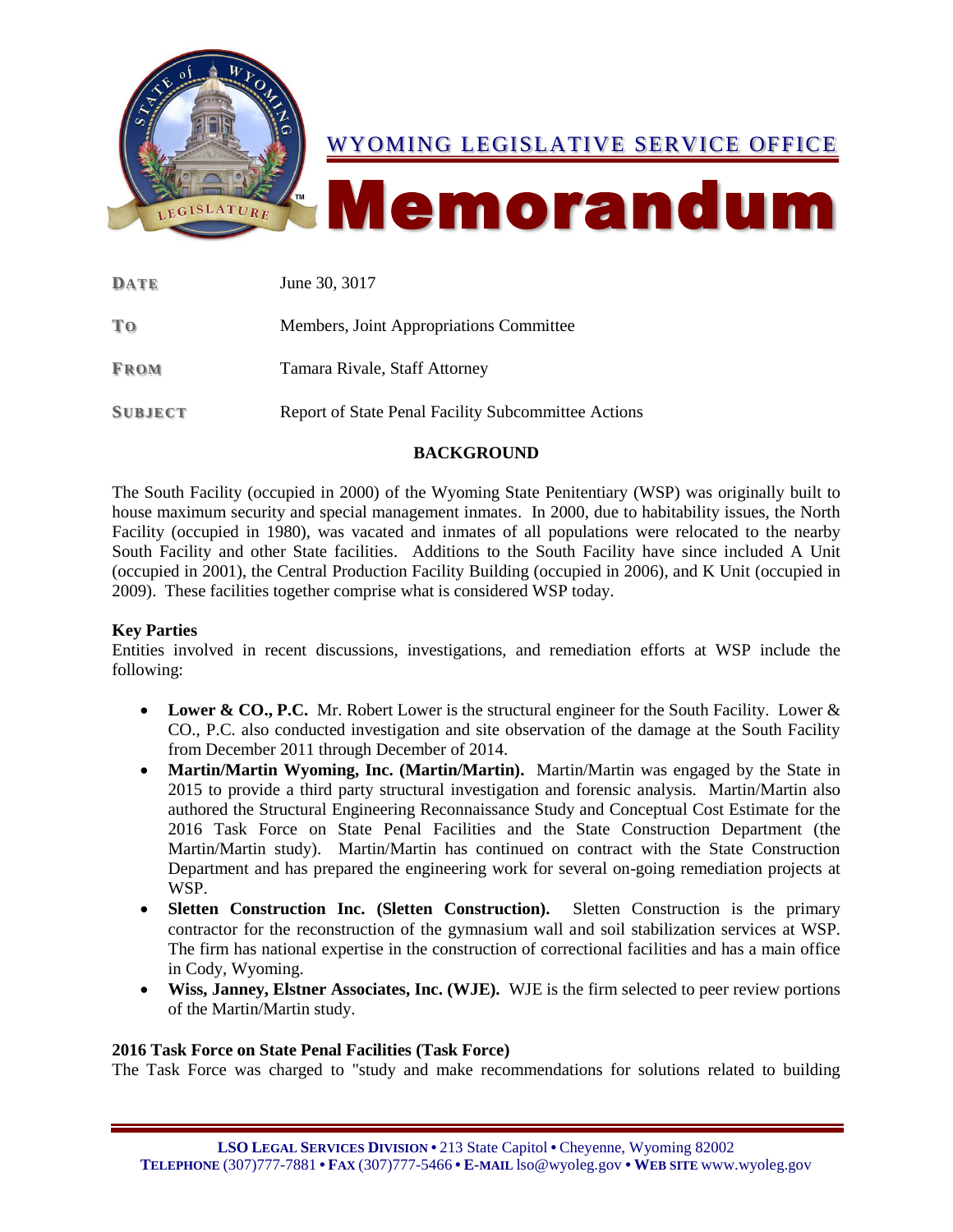# WYOMING LEGISLATIVE SERVICE OFFICE

# Memorandum

**DATE** June 30, 3017

**TO** Members, Joint Appropriations Committee

**FROM** Tamara Rivale, Staff Attorney

**SUBJECT** Report of State Penal Facility Subcommittee Actions

## BACKGROUND

The South Facility (occupied in 2000) of the Wyoming State Penitentiary (WSP) was originally built to house maximum security and special management inmates. In 2000, due to habitability issues, the North Facility (occupied in 1980), was vacated and inmates of all populations were relocated to the nearby South Facility and other State facilities. Additions to the South Facility have since included A Unit (occupied in 2001), the Central Production Facility Building (occupied in 2006), and K Unit (occupied in 2009). These facilities together comprise what is considered WSP today.

### Key Parties

Entities involved in recent discussions, investigations, and remediation efforts at WSP include the following:

- **Lower & CO., P.C.** Mr. Robert Lower is the structural engineer for the South Facility. Lower & CO., P.C. also conducted investigation and site observation of the damage at the South Facility from December 2011 through December of 2014.
- **Martin/Martin Wyoming, Inc. (Martin/Martin).** Martin/Martin was engaged by the State in 2015 to provide a third party structural investigation and forensic analysis. Martin/Martin also authored the Structural Engineering Reconnaissance Study and Conceptual Cost Estimate for the 2016 Task Force on State Penal Facilities and the State Construction Department (the Martin/Martin study). Martin/Martin has continued on contract with the State Construction Department and has prepared the engineering work for several on-going remediation projects at WSP.
- **Sletten Construction Inc. (Sletten Construction).** Sletten Construction is the primary contractor for the reconstruction of the gymnasium wall and soil stabilization services at WSP. The firm has national expertise in the construction of correctional facilities and has a main office in Cody, Wyoming.
- **Wiss, Janney, Elstner Associates, Inc. (WJE).** WJE is the firm selected to peer review portions of the Martin/Martin study.

### 2016 Task Force on State Penal Facilities (Task Force)

The Task Force was charged to "study and make recommendations for solutions related to building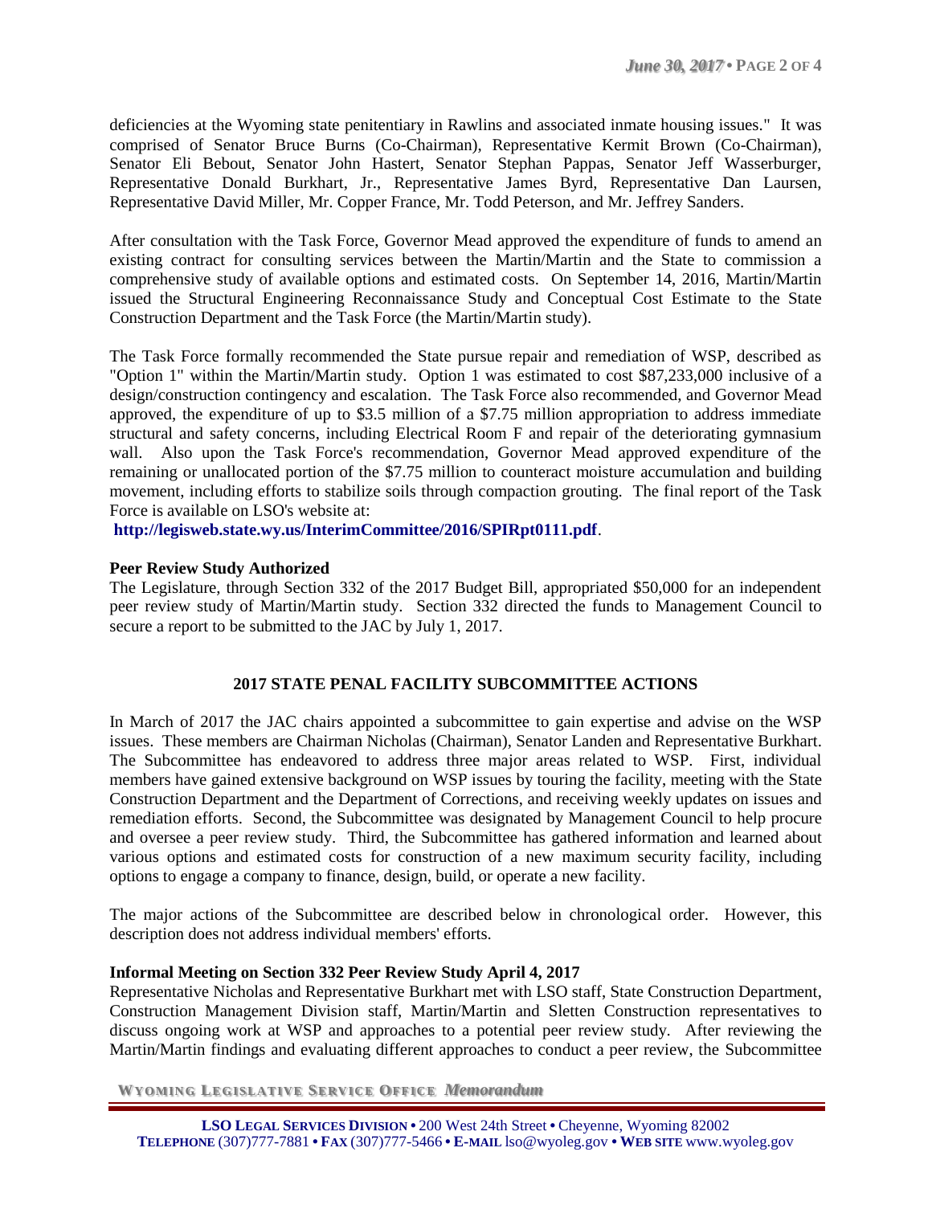deficiencies at the Wyoming state penitentiary in Rawlins and associated inmate housing issues." It was comprised of Senator Bruce Burns (Co-Chairman), Representative Kermit Brown (Co-Chairman), Senator Eli Bebout, Senator John Hastert, Senator Stephan Pappas, Senator Jeff Wasserburger, Representative Donald Burkhart, Jr., Representative James Byrd, Representative Dan Laursen, Representative David Miller, Mr. Copper France, Mr. Todd Peterson, and Mr. Jeffrey Sanders.

After consultation with the Task Force, Governor Mead approved the expenditure of funds to amend an existing contract for consulting services between the Martin/Martin and the State to commission a comprehensive study of available options and estimated costs. On September 14, 2016, Martin/Martin issued the Structural Engineering Reconnaissance Study and Conceptual Cost Estimate to the State Construction Department and the Task Force (the Martin/Martin study).

The Task Force formally recommended the State pursue repair and remediation of WSP, described as "Option 1" within the Martin/Martin study. Option 1 was estimated to cost $87,233,000 inclusive of a design/construction contingency and escalation. The Task Force also recommended, and Governor Mead approved, the expenditure of up to $3.5 million of a $7.75 million appropriation to address immediate structural and safety concerns, including Electrical Room F and repair of the deteriorating gymnasium wall. Also upon the Task Force's recommendation, Governor Mead approved expenditure of the remaining or unallocated portion of the $7.75 million to counteract moisture accumulation and building movement, including efforts to stabilize soils through compaction grouting. The final report of the Task Force is available on LSO's website at:
**http://legisweb.state.wy.us/InterimCommittee/2016/SPIRpt0111.pdf**.

**Peer Review Study Authorized**

The Legislature, through Section 332 of the 2017 Budget Bill, appropriated $50,000 for an independent peer review study of Martin/Martin study. Section 332 directed the funds to Management Council to secure a report to be submitted to the JAC by July 1, 2017.

## 2017 STATE PENAL FACILITY SUBCOMMITTEE ACTIONS

In March of 2017 the JAC chairs appointed a subcommittee to gain expertise and advise on the WSP issues. These members are Chairman Nicholas (Chairman), Senator Landen and Representative Burkhart. The Subcommittee has endeavored to address three major areas related to WSP. First, individual members have gained extensive background on WSP issues by touring the facility, meeting with the State Construction Department and the Department of Corrections, and receiving weekly updates on issues and remediation efforts. Second, the Subcommittee was designated by Management Council to help procure and oversee a peer review study. Third, the Subcommittee has gathered information and learned about various options and estimated costs for construction of a new maximum security facility, including options to engage a company to finance, design, build, or operate a new facility.

The major actions of the Subcommittee are described below in chronological order. However, this description does not address individual members' efforts.

**Informal Meeting on Section 332 Peer Review Study April 4, 2017**

Representative Nicholas and Representative Burkhart met with LSO staff, State Construction Department, Construction Management Division staff, Martin/Martin and Sletten Construction representatives to discuss ongoing work at WSP and approaches to a potential peer review study. After reviewing the Martin/Martin findings and evaluating different approaches to conduct a peer review, the Subcommittee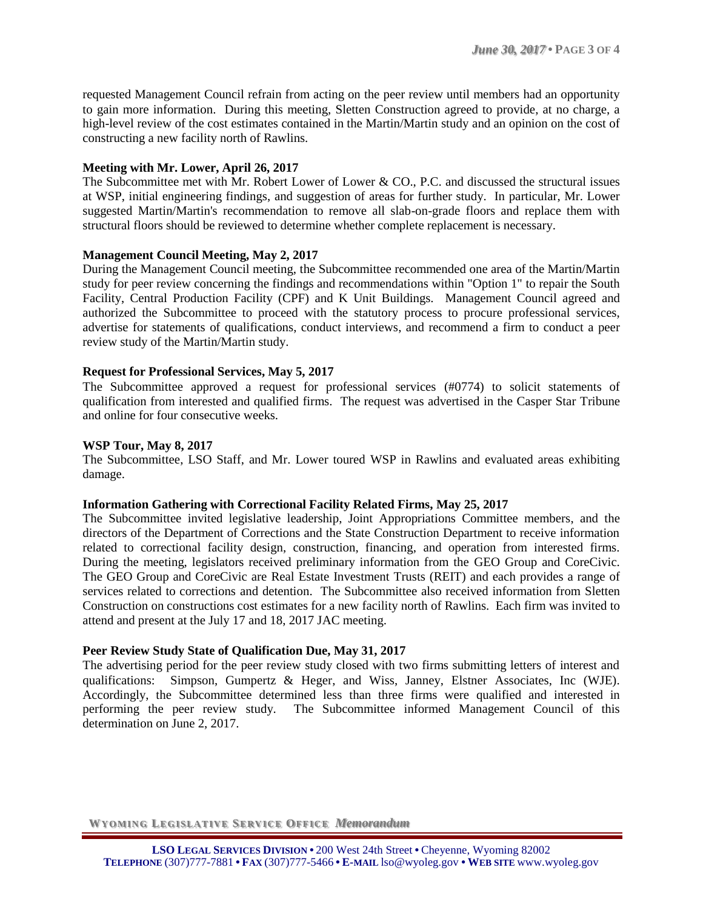requested Management Council refrain from acting on the peer review until members had an opportunity to gain more information. During this meeting, Sletten Construction agreed to provide, at no charge, a high-level review of the cost estimates contained in the Martin/Martin study and an opinion on the cost of constructing a new facility north of Rawlins.

**Meeting with Mr. Lower, April 26, 2017**

The Subcommittee met with Mr. Robert Lower of Lower & CO., P.C. and discussed the structural issues at WSP, initial engineering findings, and suggestion of areas for further study. In particular, Mr. Lower suggested Martin/Martin's recommendation to remove all slab-on-grade floors and replace them with structural floors should be reviewed to determine whether complete replacement is necessary.

**Management Council Meeting, May 2, 2017**

During the Management Council meeting, the Subcommittee recommended one area of the Martin/Martin study for peer review concerning the findings and recommendations within "Option 1" to repair the South Facility, Central Production Facility (CPF) and K Unit Buildings. Management Council agreed and authorized the Subcommittee to proceed with the statutory process to procure professional services, advertise for statements of qualifications, conduct interviews, and recommend a firm to conduct a peer review study of the Martin/Martin study.

**Request for Professional Services, May 5, 2017**

The Subcommittee approved a request for professional services (#0774) to solicit statements of qualification from interested and qualified firms. The request was advertised in the Casper Star Tribune and online for four consecutive weeks.

**WSP Tour, May 8, 2017**

The Subcommittee, LSO Staff, and Mr. Lower toured WSP in Rawlins and evaluated areas exhibiting damage.

**Information Gathering with Correctional Facility Related Firms, May 25, 2017**

The Subcommittee invited legislative leadership, Joint Appropriations Committee members, and the directors of the Department of Corrections and the State Construction Department to receive information related to correctional facility design, construction, financing, and operation from interested firms. During the meeting, legislators received preliminary information from the GEO Group and CoreCivic. The GEO Group and CoreCivic are Real Estate Investment Trusts (REIT) and each provides a range of services related to corrections and detention. The Subcommittee also received information from Sletten Construction on constructions cost estimates for a new facility north of Rawlins. Each firm was invited to attend and present at the July 17 and 18, 2017 JAC meeting.

**Peer Review Study State of Qualification Due, May 31, 2017**

The advertising period for the peer review study closed with two firms submitting letters of interest and qualifications: Simpson, Gumpertz & Heger, and Wiss, Janney, Elstner Associates, Inc (WJE). Accordingly, the Subcommittee determined less than three firms were qualified and interested in performing the peer review study. The Subcommittee informed Management Council of this determination on June 2, 2017.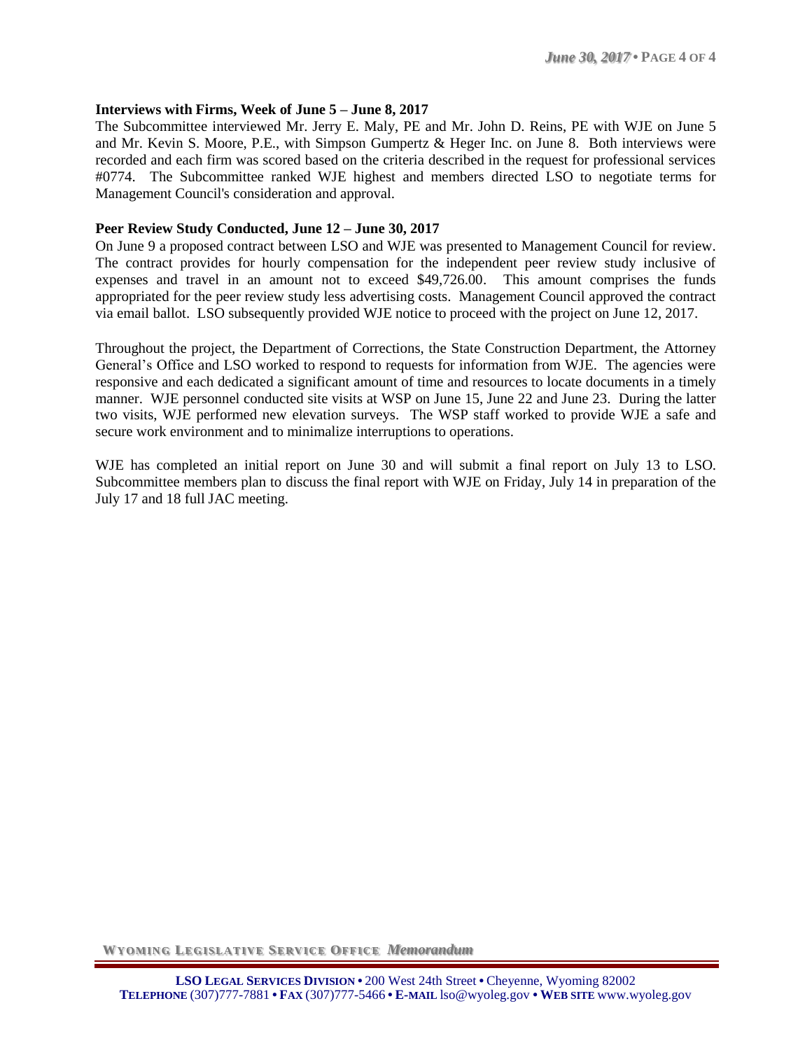**Interviews with Firms, Week of June 5 – June 8, 2017**

The Subcommittee interviewed Mr. Jerry E. Maly, PE and Mr. John D. Reins, PE with WJE on June 5 and Mr. Kevin S. Moore, P.E., with Simpson Gumpertz & Heger Inc. on June 8. Both interviews were recorded and each firm was scored based on the criteria described in the request for professional services #0774. The Subcommittee ranked WJE highest and members directed LSO to negotiate terms for Management Council's consideration and approval.

**Peer Review Study Conducted, June 12 – June 30, 2017**

On June 9 a proposed contract between LSO and WJE was presented to Management Council for review. The contract provides for hourly compensation for the independent peer review study inclusive of expenses and travel in an amount not to exceed $49,726.00. This amount comprises the funds appropriated for the peer review study less advertising costs. Management Council approved the contract via email ballot. LSO subsequently provided WJE notice to proceed with the project on June 12, 2017.

Throughout the project, the Department of Corrections, the State Construction Department, the Attorney General's Office and LSO worked to respond to requests for information from WJE. The agencies were responsive and each dedicated a significant amount of time and resources to locate documents in a timely manner. WJE personnel conducted site visits at WSP on June 15, June 22 and June 23. During the latter two visits, WJE performed new elevation surveys. The WSP staff worked to provide WJE a safe and secure work environment and to minimalize interruptions to operations.

WJE has completed an initial report on June 30 and will submit a final report on July 13 to LSO. Subcommittee members plan to discuss the final report with WJE on Friday, July 14 in preparation of the July 17 and 18 full JAC meeting.